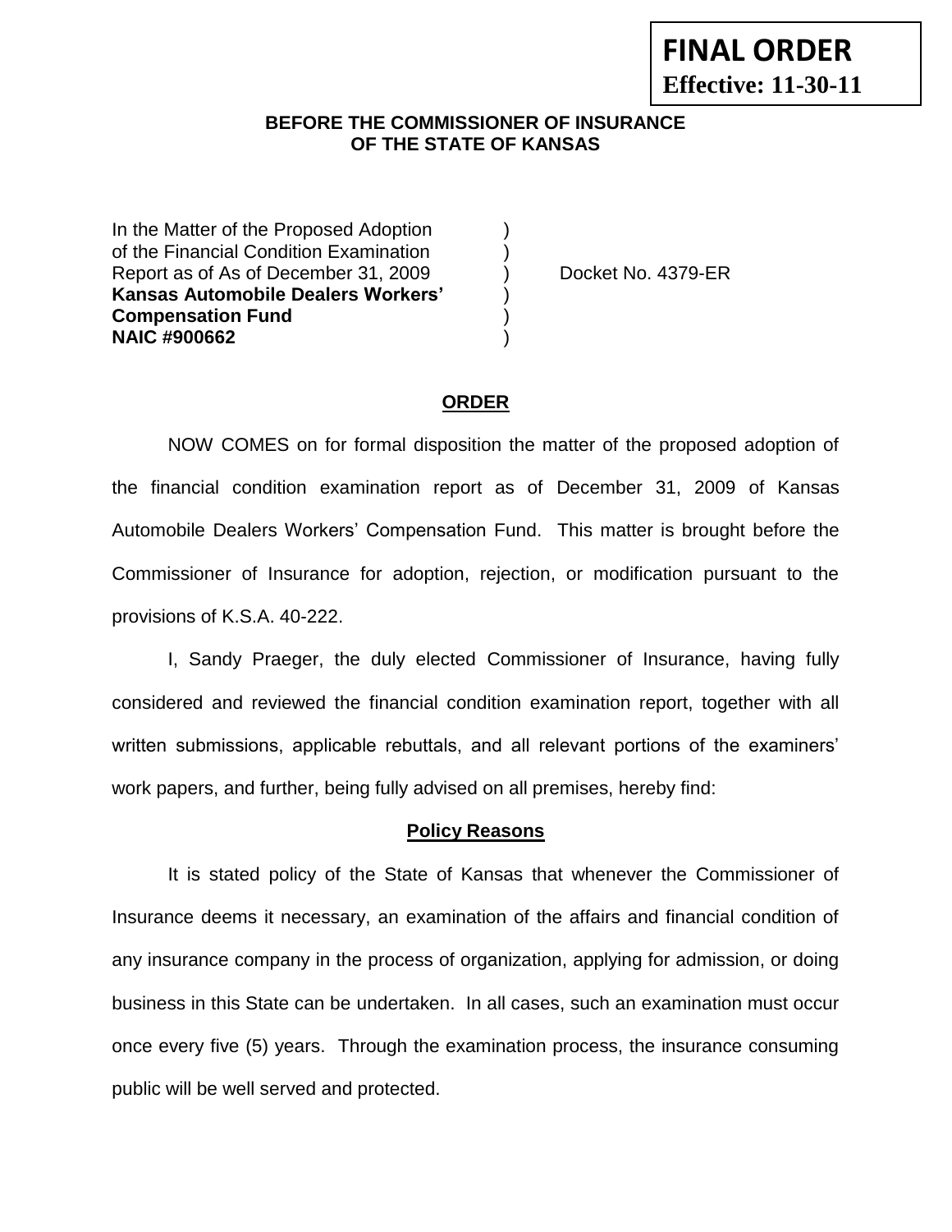**FINAL ORDER**
**Effective: 11-30-11**

**BEFORE THE COMMISSIONER OF INSURANCE OF THE STATE OF KANSAS**

In the Matter of the Proposed Adoption )
of the Financial Condition Examination )
Report as of As of December 31, 2009 ) Docket No. 4379-ER
**Kansas Automobile Dealers Workers'** )
**Compensation Fund** )
**NAIC #900662** )

## ORDER

NOW COMES on for formal disposition the matter of the proposed adoption of the financial condition examination report as of December 31, 2009 of Kansas Automobile Dealers Workers' Compensation Fund. This matter is brought before the Commissioner of Insurance for adoption, rejection, or modification pursuant to the provisions of K.S.A. 40-222.

I, Sandy Praeger, the duly elected Commissioner of Insurance, having fully considered and reviewed the financial condition examination report, together with all written submissions, applicable rebuttals, and all relevant portions of the examiners' work papers, and further, being fully advised on all premises, hereby find:

### Policy Reasons

It is stated policy of the State of Kansas that whenever the Commissioner of Insurance deems it necessary, an examination of the affairs and financial condition of any insurance company in the process of organization, applying for admission, or doing business in this State can be undertaken. In all cases, such an examination must occur once every five (5) years. Through the examination process, the insurance consuming public will be well served and protected.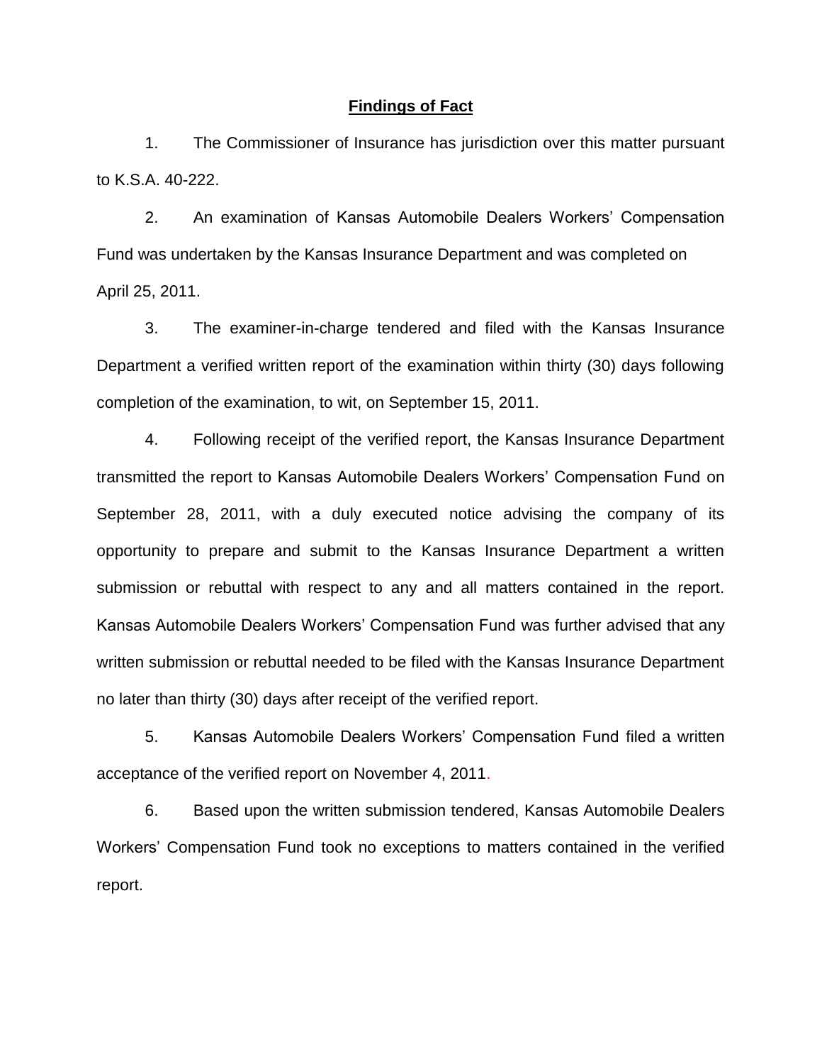## Findings of Fact

1. The Commissioner of Insurance has jurisdiction over this matter pursuant to K.S.A. 40-222.

2. An examination of Kansas Automobile Dealers Workers' Compensation Fund was undertaken by the Kansas Insurance Department and was completed on April 25, 2011.

3. The examiner-in-charge tendered and filed with the Kansas Insurance Department a verified written report of the examination within thirty (30) days following completion of the examination, to wit, on September 15, 2011.

4. Following receipt of the verified report, the Kansas Insurance Department transmitted the report to Kansas Automobile Dealers Workers' Compensation Fund on September 28, 2011, with a duly executed notice advising the company of its opportunity to prepare and submit to the Kansas Insurance Department a written submission or rebuttal with respect to any and all matters contained in the report. Kansas Automobile Dealers Workers' Compensation Fund was further advised that any written submission or rebuttal needed to be filed with the Kansas Insurance Department no later than thirty (30) days after receipt of the verified report.

5. Kansas Automobile Dealers Workers' Compensation Fund filed a written acceptance of the verified report on November 4, 2011.

6. Based upon the written submission tendered, Kansas Automobile Dealers Workers' Compensation Fund took no exceptions to matters contained in the verified report.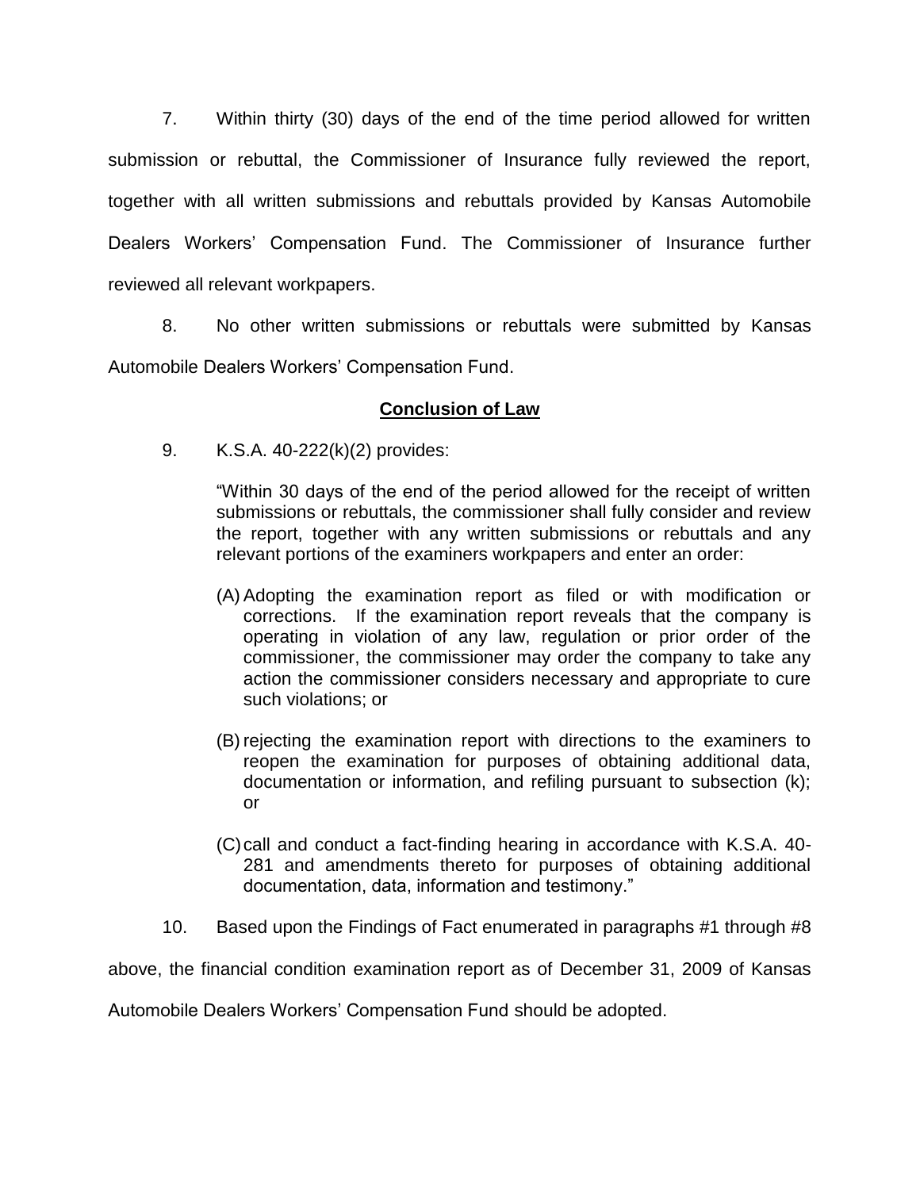7. Within thirty (30) days of the end of the time period allowed for written submission or rebuttal, the Commissioner of Insurance fully reviewed the report, together with all written submissions and rebuttals provided by Kansas Automobile Dealers Workers' Compensation Fund. The Commissioner of Insurance further reviewed all relevant workpapers.

8. No other written submissions or rebuttals were submitted by Kansas Automobile Dealers Workers' Compensation Fund.

## **Conclusion of Law**

9. K.S.A. 40-222(k)(2) provides:

> "Within 30 days of the end of the period allowed for the receipt of written submissions or rebuttals, the commissioner shall fully consider and review the report, together with any written submissions or rebuttals and any relevant portions of the examiners workpapers and enter an order:
>
> (A) Adopting the examination report as filed or with modification or corrections. If the examination report reveals that the company is operating in violation of any law, regulation or prior order of the commissioner, the commissioner may order the company to take any action the commissioner considers necessary and appropriate to cure such violations; or
>
> (B) rejecting the examination report with directions to the examiners to reopen the examination for purposes of obtaining additional data, documentation or information, and refiling pursuant to subsection (k); or
>
> (C) call and conduct a fact-finding hearing in accordance with K.S.A. 40-281 and amendments thereto for purposes of obtaining additional documentation, data, information and testimony."

10. Based upon the Findings of Fact enumerated in paragraphs #1 through #8 above, the financial condition examination report as of December 31, 2009 of Kansas Automobile Dealers Workers' Compensation Fund should be adopted.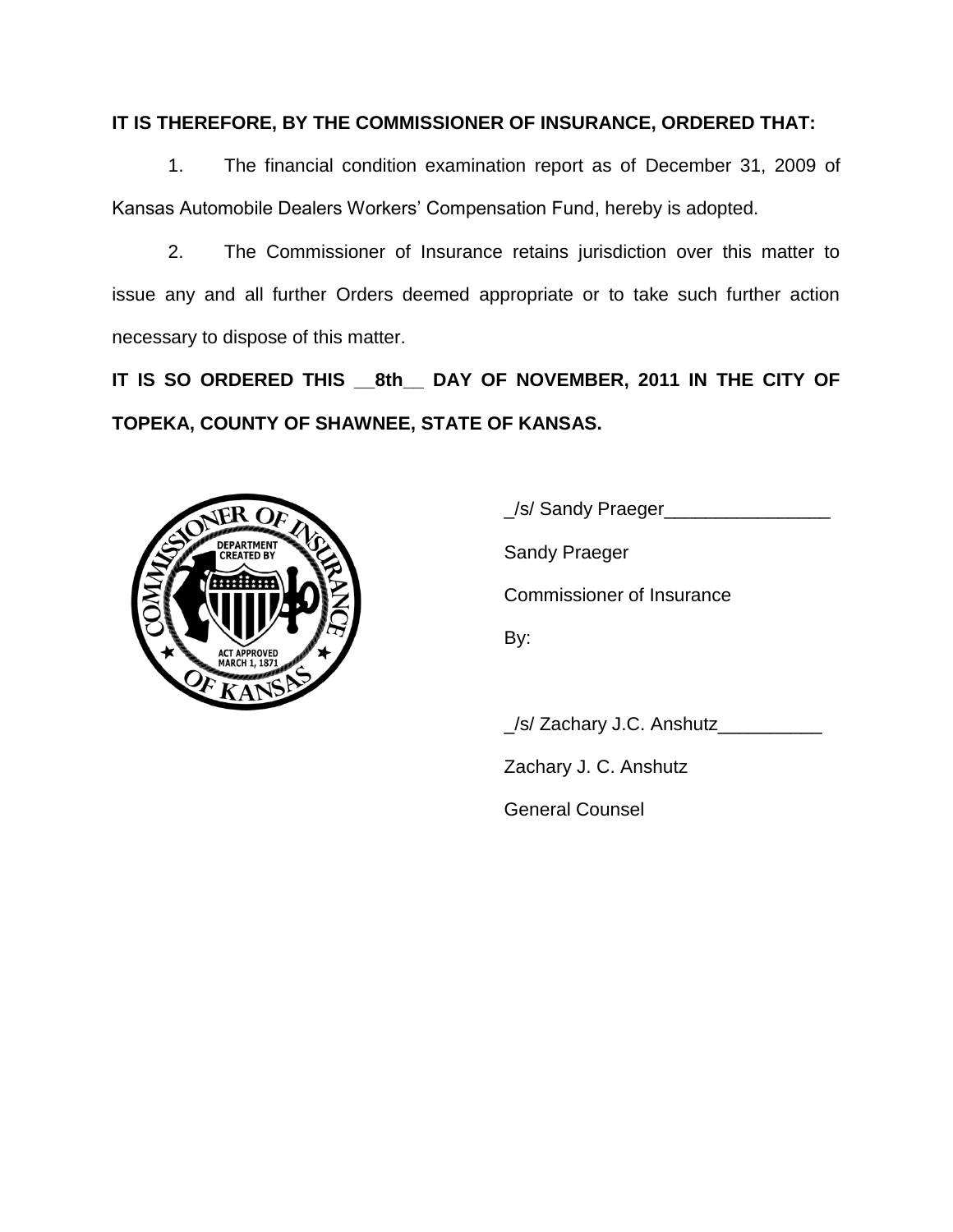**IT IS THEREFORE, BY THE COMMISSIONER OF INSURANCE, ORDERED THAT:**

1. The financial condition examination report as of December 31, 2009 of Kansas Automobile Dealers Workers' Compensation Fund, hereby is adopted.

2. The Commissioner of Insurance retains jurisdiction over this matter to issue any and all further Orders deemed appropriate or to take such further action necessary to dispose of this matter.

**IT IS SO ORDERED THIS __8th__ DAY OF NOVEMBER, 2011 IN THE CITY OF TOPEKA, COUNTY OF SHAWNEE, STATE OF KANSAS.**

_/s/ Sandy Praeger________________

Sandy Praeger

Commissioner of Insurance

By:

_/s/ Zachary J.C. Anshutz__________

Zachary J. C. Anshutz

General Counsel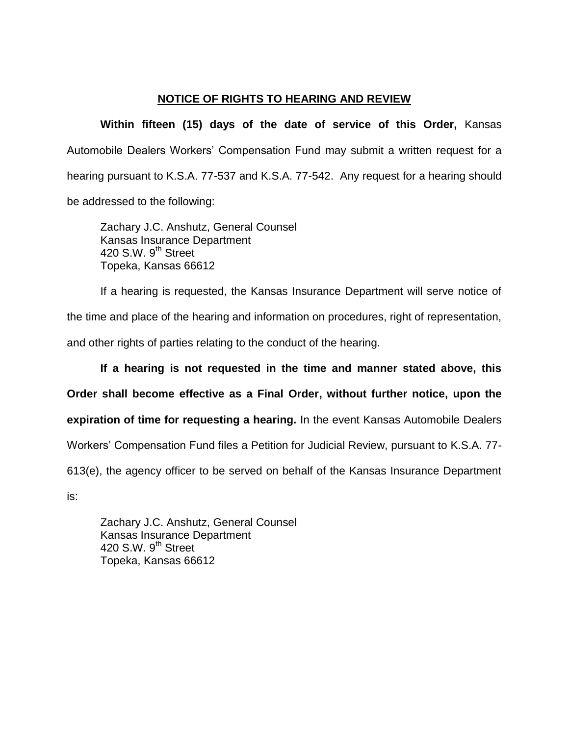## NOTICE OF RIGHTS TO HEARING AND REVIEW

**Within fifteen (15) days of the date of service of this Order,** Kansas Automobile Dealers Workers' Compensation Fund may submit a written request for a hearing pursuant to K.S.A. 77-537 and K.S.A. 77-542. Any request for a hearing should be addressed to the following:

Zachary J.C. Anshutz, General Counsel
Kansas Insurance Department
420 S.W. 9th Street
Topeka, Kansas 66612

If a hearing is requested, the Kansas Insurance Department will serve notice of the time and place of the hearing and information on procedures, right of representation, and other rights of parties relating to the conduct of the hearing.

**If a hearing is not requested in the time and manner stated above, this Order shall become effective as a Final Order, without further notice, upon the expiration of time for requesting a hearing.** In the event Kansas Automobile Dealers Workers' Compensation Fund files a Petition for Judicial Review, pursuant to K.S.A. 77-613(e), the agency officer to be served on behalf of the Kansas Insurance Department is:

Zachary J.C. Anshutz, General Counsel
Kansas Insurance Department
420 S.W. 9th Street
Topeka, Kansas 66612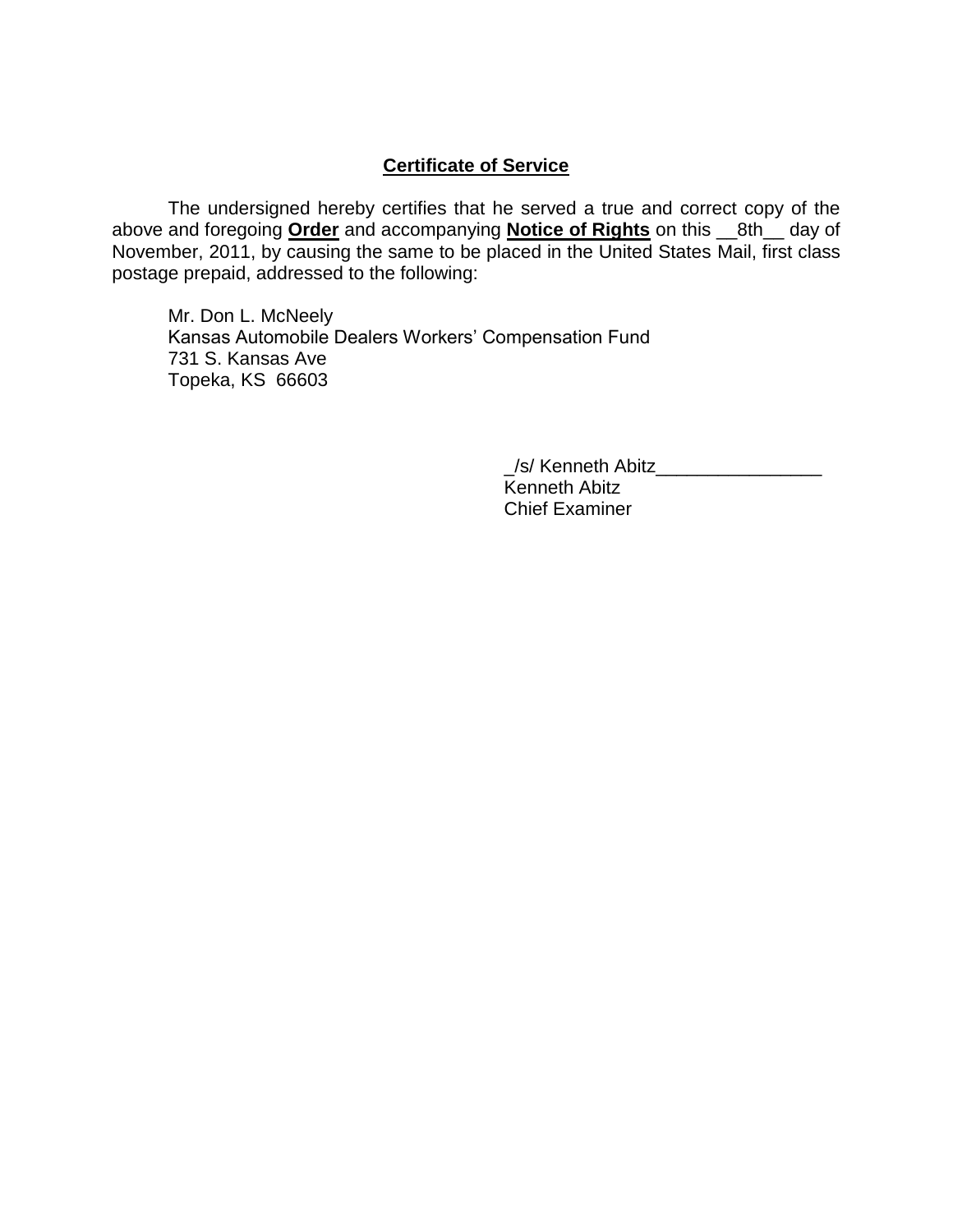**Certificate of Service**

The undersigned hereby certifies that he served a true and correct copy of the above and foregoing **Order** and accompanying **Notice of Rights** on this __8th__ day of November, 2011, by causing the same to be placed in the United States Mail, first class postage prepaid, addressed to the following:

Mr. Don L. McNeely
Kansas Automobile Dealers Workers' Compensation Fund
731 S. Kansas Ave
Topeka, KS 66603

_/s/ Kenneth Abitz________________
Kenneth Abitz
Chief Examiner